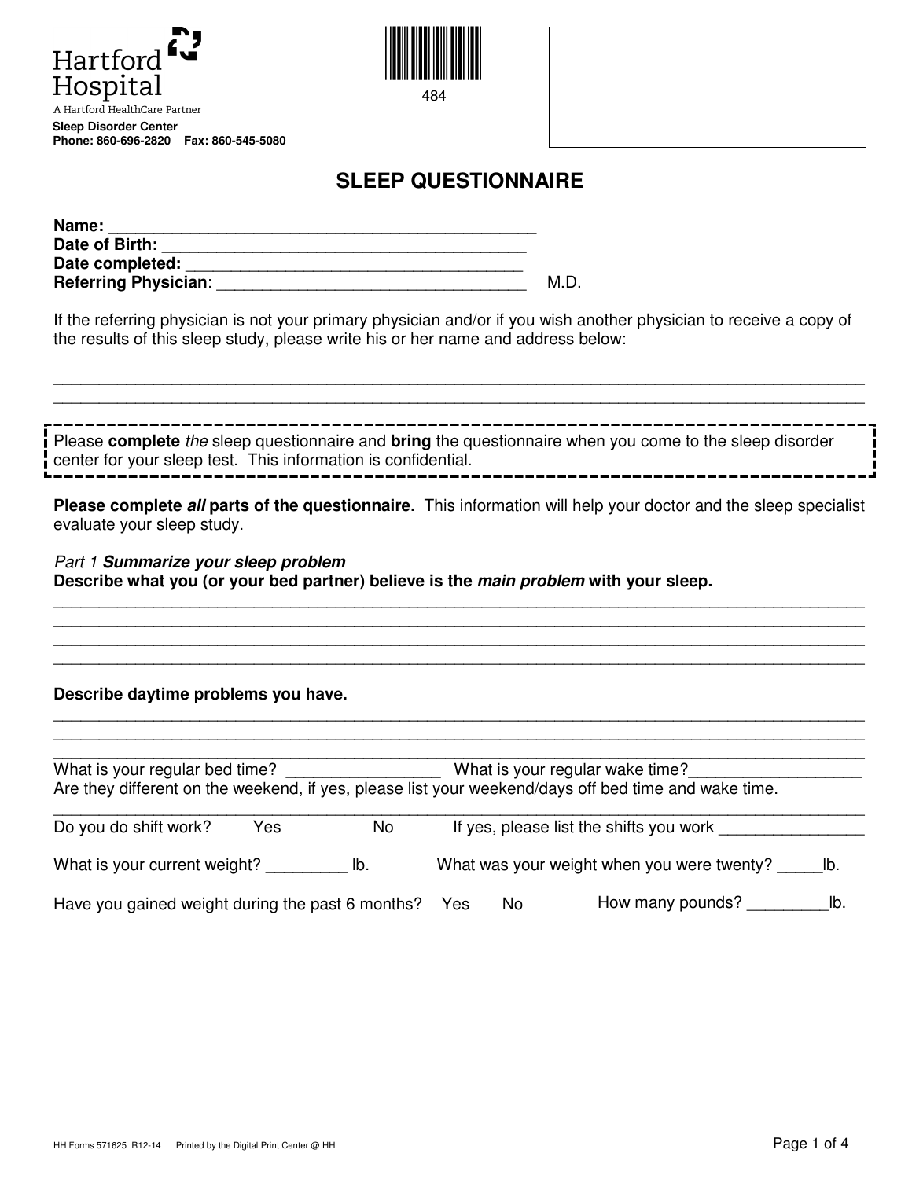Hartford Hospital
A Hartford HealthCare Partner

**Sleep Disorder Center**
**Phone: 860-696-2820 Fax: 860-545-5080**

484

# SLEEP QUESTIONNAIRE

**Name:** _______________________________________________
**Date of Birth:** ________________________________________
**Date completed:** ______________________________________
**Referring Physician**: __________________________________ M.D.

If the referring physician is not your primary physician and/or if you wish another physician to receive a copy of the results of this sleep study, please write his or her name and address below:

_____________________________________________________________________________________________
_____________________________________________________________________________________________

> Please **complete** *the* sleep questionnaire and **bring** the questionnaire when you come to the sleep disorder center for your sleep test. This information is confidential.

**Please complete *all* parts of the questionnaire.** This information will help your doctor and the sleep specialist evaluate your sleep study.

*Part 1* ***Summarize your sleep problem***
**Describe what you (or your bed partner) believe is the *main problem* with your sleep.**

_____________________________________________________________________________________________
_____________________________________________________________________________________________
_____________________________________________________________________________________________
_____________________________________________________________________________________________

**Describe daytime problems you have.**

_____________________________________________________________________________________________
_____________________________________________________________________________________________
_____________________________________________________________________________________________

What is your regular bed time? _________________ What is your regular wake time?__________________

Are they different on the weekend, if yes, please list your weekend/days off bed time and wake time.

_____________________________________________________________________________________________

Do you do shift work? Yes No If yes, please list the shifts you work ________________

What is your current weight? _________ lb. What was your weight when you were twenty? _____lb.

Have you gained weight during the past 6 months? Yes No How many pounds? _________lb.

HH Forms 571625 R12-14 Printed by the Digital Print Center @ HH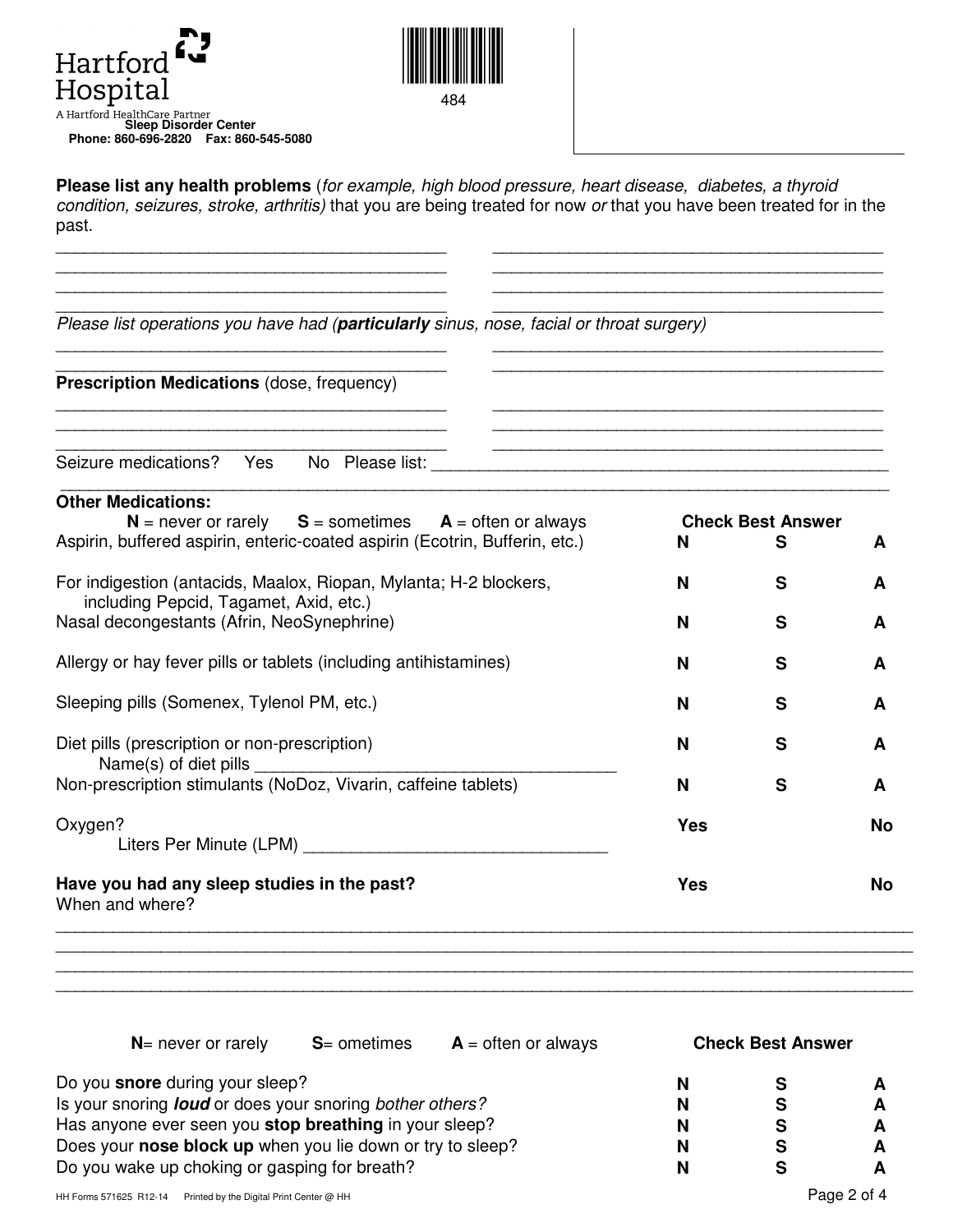Hartford Hospital

A Hartford HealthCare Partner

**Sleep Disorder Center**

**Phone: 860-696-2820 Fax: 860-545-5080**

484

**Please list any health problems** (*for example, high blood pressure, heart disease, diabetes, a thyroid condition, seizures, stroke, arthritis)* that you are being treated for now *or* that you have been treated for in the past.

_______________________________________ _______________________________________
_______________________________________ _______________________________________
_______________________________________ _______________________________________
_______________________________________ _______________________________________

*Please list operations you have had (**particularly** sinus, nose, facial or throat surgery)*

_______________________________________ _______________________________________
_______________________________________ _______________________________________

**Prescription Medications** (dose, frequency)

_______________________________________ _______________________________________
_______________________________________ _______________________________________
_______________________________________ _______________________________________

Seizure medications? Yes No Please list: _______________________________________________
_______________________________________________________________________________

**Other Medications:**

**N** = never or rarely **S** = sometimes **A** = often or always

| | **Check Best Answer** | | |
|---|---|---|---|
| Aspirin, buffered aspirin, enteric-coated aspirin (Ecotrin, Bufferin, etc.) | **N** | **S** | **A** |
| For indigestion (antacids, Maalox, Riopan, Mylanta; H-2 blockers, including Pepcid, Tagamet, Axid, etc.) | **N** | **S** | **A** |
| Nasal decongestants (Afrin, NeoSynephrine) | **N** | **S** | **A** |
| Allergy or hay fever pills or tablets (including antihistamines) | **N** | **S** | **A** |
| Sleeping pills (Somenex, Tylenol PM, etc.) | **N** | **S** | **A** |
| Diet pills (prescription or non-prescription) Name(s) of diet pills ______________________ | **N** | **S** | **A** |
| Non-prescription stimulants (NoDoz, Vivarin, caffeine tablets) | **N** | **S** | **A** |
| Oxygen? Liters Per Minute (LPM) ______________________ | **Yes** | | **No** |
| **Have you had any sleep studies in the past?** When and where? | **Yes** | | **No** |

_______________________________________________________________________________
_______________________________________________________________________________
_______________________________________________________________________________
_______________________________________________________________________________

**N**= never or rarely **S**= ometimes **A** = often or always

| | **Check Best Answer** | | |
|---|---|---|---|
| Do you **snore** during your sleep? | **N** | **S** | **A** |
| Is your snoring ***loud*** or does your snoring *bother others?* | **N** | **S** | **A** |
| Has anyone ever seen you **stop breathing** in your sleep? | **N** | **S** | **A** |
| Does your **nose block up** when you lie down or try to sleep? | **N** | **S** | **A** |
| Do you wake up choking or gasping for breath? | **N** | **S** | **A** |

HH Forms 571625 R12-14 Printed by the Digital Print Center @ HH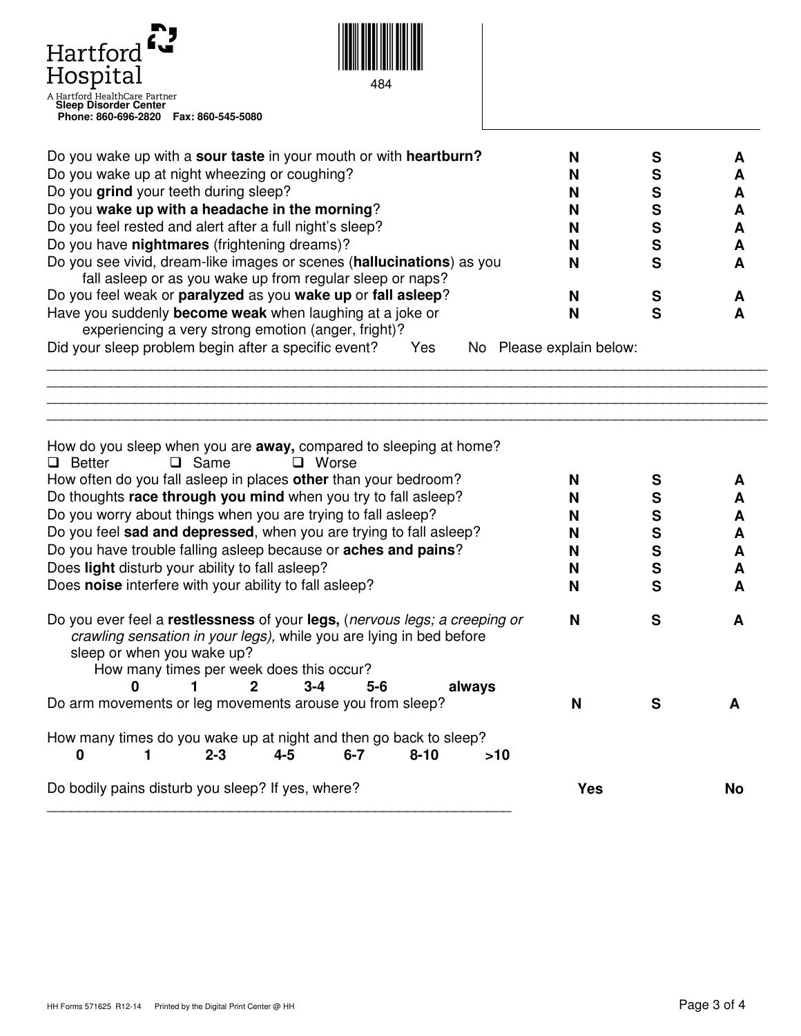Hartford Hospital

A Hartford HealthCare Partner

**Sleep Disorder Center**

**Phone: 860-696-2820 Fax: 860-545-5080**

484

| | | | |
|---|---|---|---|
| Do you wake up with a **sour taste** in your mouth or with **heartburn?** | **N** | **S** | **A** |
| Do you wake up at night wheezing or coughing? | **N** | **S** | **A** |
| Do you **grind** your teeth during sleep? | **N** | **S** | **A** |
| Do you **wake up with a headache in the morning**? | **N** | **S** | **A** |
| Do you feel rested and alert after a full night's sleep? | **N** | **S** | **A** |
| Do you have **nightmares** (frightening dreams)? | **N** | **S** | **A** |
| Do you see vivid, dream-like images or scenes (**hallucinations**) as you fall asleep or as you wake up from regular sleep or naps? | **N** | **S** | **A** |
| Do you feel weak or **paralyzed** as you **wake up** or **fall asleep**? | **N** | **S** | **A** |
| Have you suddenly **become weak** when laughing at a joke or experiencing a very strong emotion (anger, fright)? | **N** | **S** | **A** |

Did your sleep problem begin after a specific event? Yes No Please explain below:

______________________________________________________________________________

______________________________________________________________________________

______________________________________________________________________________

______________________________________________________________________________

How do you sleep when you are **away,** compared to sleeping at home?

- ❑ Better ❑ Same ❑ Worse

| | | | |
|---|---|---|---|
| How often do you fall asleep in places **other** than your bedroom? | **N** | **S** | **A** |
| Do thoughts **race through you mind** when you try to fall asleep? | **N** | **S** | **A** |
| Do you worry about things when you are trying to fall asleep? | **N** | **S** | **A** |
| Do you feel **sad and depressed**, when you are trying to fall asleep? | **N** | **S** | **A** |
| Do you have trouble falling asleep because or **aches and pains**? | **N** | **S** | **A** |
| Does **light** disturb your ability to fall asleep? | **N** | **S** | **A** |
| Does **noise** interfere with your ability to fall asleep? | **N** | **S** | **A** |
| Do you ever feel a **restlessness** of your **legs,** (*nervous legs; a creeping or crawling sensation in your legs),* while you are lying in bed before sleep or when you wake up? | **N** | **S** | **A** |

How many times per week does this occur?

**0 1 2 3-4 5-6 always**

| | | | |
|---|---|---|---|
| Do arm movements or leg movements arouse you from sleep? | **N** | **S** | **A** |

How many times do you wake up at night and then go back to sleep?

**0 1 2-3 4-5 6-7 8-10 >10**

Do bodily pains disturb you sleep? If yes, where? **Yes** **No**

______________________________________________________________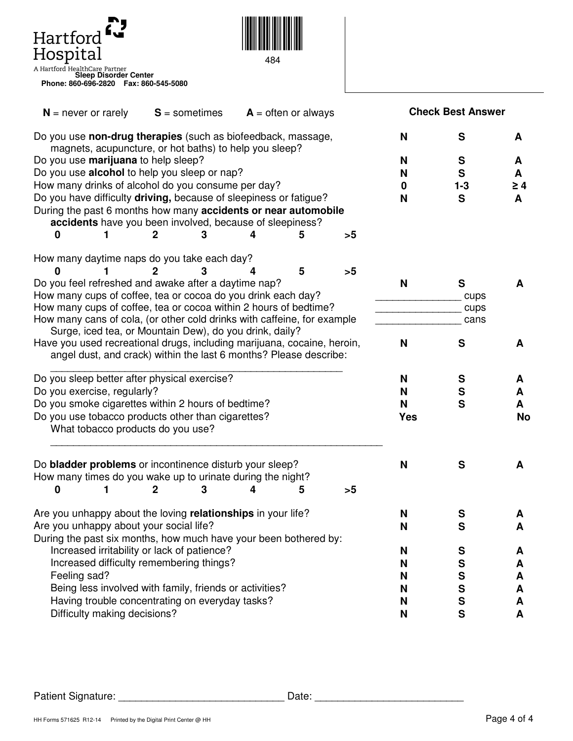Hartford Hospital

A Hartford HealthCare Partner

**Sleep Disorder Center**

**Phone: 860-696-2820 Fax: 860-545-5080**

484

**N** = never or rarely **S** = sometimes **A** = often or always

| | **Check Best Answer** | | |
|---|---|---|---|
| Do you use **non-drug therapies** (such as biofeedback, massage, magnets, acupuncture, or hot baths) to help you sleep? | **N** | **S** | **A** |
| Do you use **marijuana** to help sleep? | **N** | **S** | **A** |
| Do you use **alcohol** to help you sleep or nap? | **N** | **S** | **A** |
| How many drinks of alcohol do you consume per day? | **0** | **1-3** | **≥ 4** |
| Do you have difficulty **driving,** because of sleepiness or fatigue? | **N** | **S** | **A** |

During the past 6 months how many **accidents or near automobile accidents** have you been involved, because of sleepiness?

**0 1 2 3 4 5 >5**

How many daytime naps do you take each day?

**0 1 2 3 4 5 >5**

| | | | |
|---|---|---|---|
| Do you feel refreshed and awake after a daytime nap? | **N** | **S** | **A** |
| How many cups of coffee, tea or cocoa do you drink each day? | _______________ cups | | |
| How many cups of coffee, tea or cocoa within 2 hours of bedtime? | _______________ cups | | |
| How many cans of cola, (or other cold drinks with caffeine, for example Surge, iced tea, or Mountain Dew), do you drink, daily? | _______________ cans | | |
| Have you used recreational drugs, including marijuana, cocaine, heroin, angel dust, and crack) within the last 6 months? Please describe: _____________________________________________________ | **N** | **S** | **A** |
| Do you sleep better after physical exercise? | **N** | **S** | **A** |
| Do you exercise, regularly? | **N** | **S** | **A** |
| Do you smoke cigarettes within 2 hours of bedtime? | **N** | **S** | **A** |
| Do you use tobacco products other than cigarettes? | **Yes** | | **No** |

What tobacco products do you use?

_____________________________________________________________

| | | | |
|---|---|---|---|
| Do **bladder problems** or incontinence disturb your sleep? | **N** | **S** | **A** |

How many times do you wake up to urinate during the night?

**0 1 2 3 4 5 >5**

| | | | |
|---|---|---|---|
| Are you unhappy about the loving **relationships** in your life? | **N** | **S** | **A** |
| Are you unhappy about your social life? | **N** | **S** | **A** |
| During the past six months, how much have your been bothered by: | | | |
| Increased irritability or lack of patience? | **N** | **S** | **A** |
| Increased difficulty remembering things? | **N** | **S** | **A** |
| Feeling sad? | **N** | **S** | **A** |
| Being less involved with family, friends or activities? | **N** | **S** | **A** |
| Having trouble concentrating on everyday tasks? | **N** | **S** | **A** |
| Difficulty making decisions? | **N** | **S** | **A** |

Patient Signature: _____________________________ Date: __________________________

HH Forms 571625 R12-14 Printed by the Digital Print Center @ HH